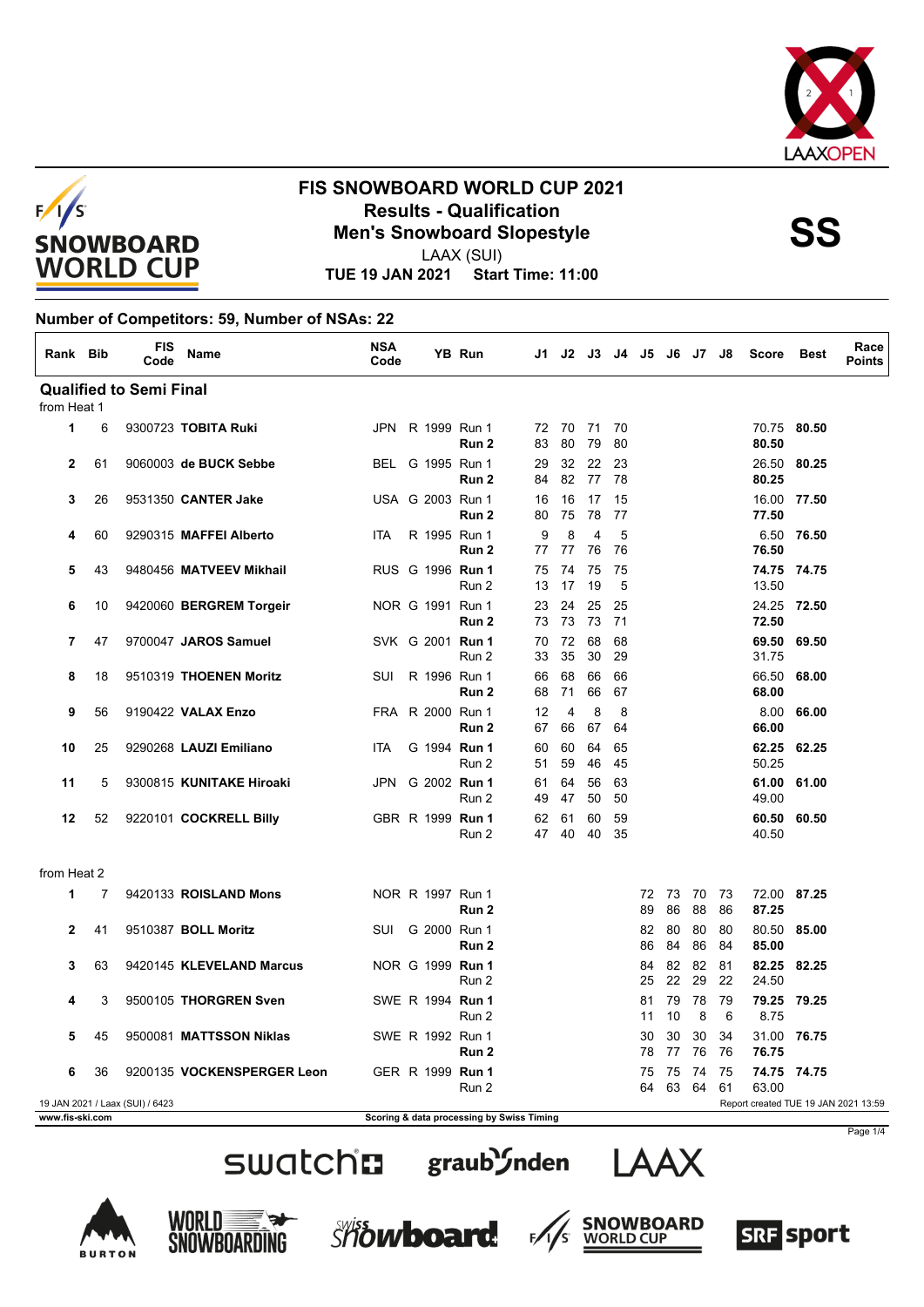# FIS SNOWBOARD WORLD CUP 2021

## Results - Qualification

## Men's Snowboard Slopestyle

**SS**

LAAX (SUI)

**TUE 19 JAN 2021 Start Time: 11:00**

### Number of Competitors: 59, Number of NSAs: 22

| Rank | Bib | FIS Code | Name | NSA Code | YB | Run | J1 | J2 | J3 | J4 | J5 | J6 | J7 | J8 | Score | Best | Race Points |
|---|---|---|---|---|---|---|---|---|---|---|---|---|---|---|---|---|---|
| **Qualified to Semi Final** | | | | | | | | | | | | | | | | | |
| from Heat 1 | | | | | | | | | | | | | | | | | |
| **1** | 6 | 9300723 | **TOBITA Ruki** | JPN | R 1999 | Run 1 | 72 | 70 | 71 | 70 | | | | | 70.75 | **80.50** | |
| | | | | | | **Run 2** | 83 | 80 | 79 | 80 | | | | | **80.50** | | |
| **2** | 61 | 9060003 | **de BUCK Sebbe** | BEL | G 1995 | Run 1 | 29 | 32 | 22 | 23 | | | | | 26.50 | **80.25** | |
| | | | | | | **Run 2** | 84 | 82 | 77 | 78 | | | | | **80.25** | | |
| **3** | 26 | 9531350 | **CANTER Jake** | USA | G 2003 | Run 1 | 16 | 16 | 17 | 15 | | | | | 16.00 | **77.50** | |
| | | | | | | **Run 2** | 80 | 75 | 78 | 77 | | | | | **77.50** | | |
| **4** | 60 | 9290315 | **MAFFEI Alberto** | ITA | R 1995 | Run 1 | 9 | 8 | 4 | 5 | | | | | 6.50 | **76.50** | |
| | | | | | | **Run 2** | 77 | 77 | 76 | 76 | | | | | **76.50** | | |
| **5** | 43 | 9480456 | **MATVEEV Mikhail** | RUS | G 1996 | **Run 1** | 75 | 74 | 75 | 75 | | | | | **74.75** | **74.75** | |
| | | | | | | Run 2 | 13 | 17 | 19 | 5 | | | | | 13.50 | | |
| **6** | 10 | 9420060 | **BERGREM Torgeir** | NOR | G 1991 | Run 1 | 23 | 24 | 25 | 25 | | | | | 24.25 | **72.50** | |
| | | | | | | **Run 2** | 73 | 73 | 73 | 71 | | | | | **72.50** | | |
| **7** | 47 | 9700047 | **JAROS Samuel** | SVK | G 2001 | **Run 1** | 70 | 72 | 68 | 68 | | | | | **69.50** | **69.50** | |
| | | | | | | Run 2 | 33 | 35 | 30 | 29 | | | | | 31.75 | | |
| **8** | 18 | 9510319 | **THOENEN Moritz** | SUI | R 1996 | Run 1 | 66 | 68 | 66 | 66 | | | | | 66.50 | **68.00** | |
| | | | | | | **Run 2** | 68 | 71 | 66 | 67 | | | | | **68.00** | | |
| **9** | 56 | 9190422 | **VALAX Enzo** | FRA | R 2000 | Run 1 | 12 | 4 | 8 | 8 | | | | | 8.00 | **66.00** | |
| | | | | | | **Run 2** | 67 | 66 | 67 | 64 | | | | | **66.00** | | |
| **10** | 25 | 9290268 | **LAUZI Emiliano** | ITA | G 1994 | **Run 1** | 60 | 60 | 64 | 65 | | | | | **62.25** | **62.25** | |
| | | | | | | Run 2 | 51 | 59 | 46 | 45 | | | | | 50.25 | | |
| **11** | 5 | 9300815 | **KUNITAKE Hiroaki** | JPN | G 2002 | **Run 1** | 61 | 64 | 56 | 63 | | | | | **61.00** | **61.00** | |
| | | | | | | Run 2 | 49 | 47 | 50 | 50 | | | | | 49.00 | | |
| **12** | 52 | 9220101 | **COCKRELL Billy** | GBR | R 1999 | **Run 1** | 62 | 61 | 60 | 59 | | | | | **60.50** | **60.50** | |
| | | | | | | Run 2 | 47 | 40 | 40 | 35 | | | | | 40.50 | | |
| from Heat 2 | | | | | | | | | | | | | | | | | |
| **1** | 7 | 9420133 | **ROISLAND Mons** | NOR | R 1997 | Run 1 | | | | | 72 | 73 | 70 | 73 | 72.00 | **87.25** | |
| | | | | | | **Run 2** | | | | | 89 | 86 | 88 | 86 | **87.25** | | |
| **2** | 41 | 9510387 | **BOLL Moritz** | SUI | G 2000 | Run 1 | | | | | 82 | 80 | 80 | 80 | 80.50 | **85.00** | |
| | | | | | | **Run 2** | | | | | 86 | 84 | 86 | 84 | **85.00** | | |
| **3** | 63 | 9420145 | **KLEVELAND Marcus** | NOR | G 1999 | **Run 1** | | | | | 84 | 82 | 82 | 81 | **82.25** | **82.25** | |
| | | | | | | Run 2 | | | | | 25 | 22 | 29 | 22 | 24.50 | | |
| **4** | 3 | 9500105 | **THORGREN Sven** | SWE | R 1994 | **Run 1** | | | | | 81 | 79 | 78 | 79 | **79.25** | **79.25** | |
| | | | | | | Run 2 | | | | | 11 | 10 | 8 | 6 | 8.75 | | |
| **5** | 45 | 9500081 | **MATTSSON Niklas** | SWE | R 1992 | Run 1 | | | | | 30 | 30 | 30 | 34 | 31.00 | **76.75** | |
| | | | | | | **Run 2** | | | | | 78 | 77 | 76 | 76 | **76.75** | | |
| **6** | 36 | 9200135 | **VOCKENSPERGER Leon** | GER | R 1999 | **Run 1** | | | | | 75 | 75 | 74 | 75 | **74.75** | **74.75** | |
| | | | | | | Run 2 | | | | | 64 | 63 | 64 | 61 | 63.00 | | |

19 JAN 2021 / Laax (SUI) / 6423

Report created TUE 19 JAN 2021 13:59

www.fis-ski.com

Scoring & data processing by Swiss Timing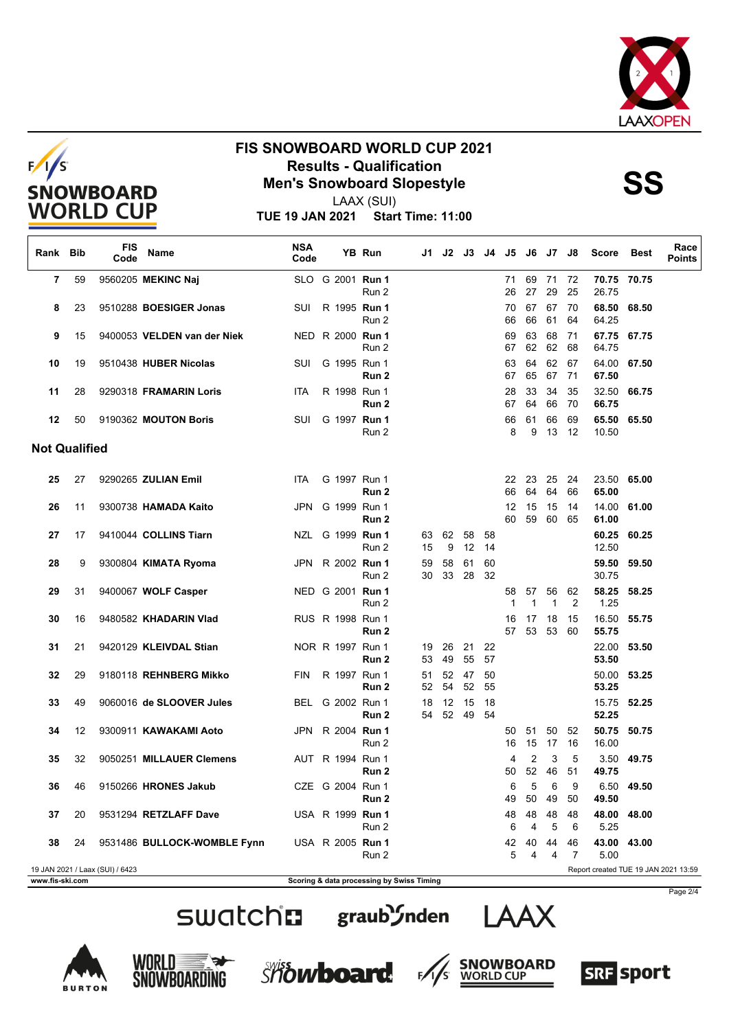# FIS SNOWBOARD WORLD CUP 2021

## Results - Qualification

## Men's Snowboard Slopestyle

**SS**

LAAX (SUI)

**TUE 19 JAN 2021 Start Time: 11:00**

| Rank | Bib | FIS Code | Name | NSA Code | | YB | Run | J1 | J2 | J3 | J4 | J5 | J6 | J7 | J8 | Score | Best | Race Points |
|---|---|---|---|---|---|---|---|---|---|---|---|---|---|---|---|---|---|---|
| 7 | 59 | 9560205 | **MEKINC Naj** | SLO | G | 2001 | **Run 1** | | | | | 71 | 69 | 71 | 72 | **70.75** | **70.75** | |
| | | | | | | | Run 2 | | | | | 26 | 27 | 29 | 25 | 26.75 | | |
| 8 | 23 | 9510288 | **BOESIGER Jonas** | SUI | R | 1995 | **Run 1** | | | | | 70 | 67 | 67 | 70 | **68.50** | **68.50** | |
| | | | | | | | Run 2 | | | | | 66 | 66 | 61 | 64 | 64.25 | | |
| 9 | 15 | 9400053 | **VELDEN van der Niek** | NED | R | 2000 | **Run 1** | | | | | 69 | 63 | 68 | 71 | **67.75** | **67.75** | |
| | | | | | | | Run 2 | | | | | 67 | 62 | 62 | 68 | 64.75 | | |
| 10 | 19 | 9510438 | **HUBER Nicolas** | SUI | G | 1995 | Run 1 | | | | | 63 | 64 | 62 | 67 | 64.00 | **67.50** | |
| | | | | | | | **Run 2** | | | | | 67 | 65 | 67 | 71 | **67.50** | | |
| 11 | 28 | 9290318 | **FRAMARIN Loris** | ITA | R | 1998 | Run 1 | | | | | 28 | 33 | 34 | 35 | 32.50 | **66.75** | |
| | | | | | | | **Run 2** | | | | | 67 | 64 | 66 | 70 | **66.75** | | |
| 12 | 50 | 9190362 | **MOUTON Boris** | SUI | G | 1997 | **Run 1** | | | | | 66 | 61 | 66 | 69 | **65.50** | **65.50** | |
| | | | | | | | Run 2 | | | | | 8 | 9 | 13 | 12 | 10.50 | | |
| **Not Qualified** | | | | | | | | | | | | | | | | | | |
| 25 | 27 | 9290265 | **ZULIAN Emil** | ITA | G | 1997 | Run 1 | | | | | 22 | 23 | 25 | 24 | 23.50 | **65.00** | |
| | | | | | | | **Run 2** | | | | | 66 | 64 | 64 | 66 | **65.00** | | |
| 26 | 11 | 9300738 | **HAMADA Kaito** | JPN | G | 1999 | Run 1 | | | | | 12 | 15 | 15 | 14 | 14.00 | **61.00** | |
| | | | | | | | **Run 2** | | | | | 60 | 59 | 60 | 65 | **61.00** | | |
| 27 | 17 | 9410044 | **COLLINS Tiarn** | NZL | G | 1999 | **Run 1** | 63 | 62 | 58 | 58 | | | | | **60.25** | **60.25** | |
| | | | | | | | Run 2 | 15 | 9 | 12 | 14 | | | | | 12.50 | | |
| 28 | 9 | 9300804 | **KIMATA Ryoma** | JPN | R | 2002 | **Run 1** | 59 | 58 | 61 | 60 | | | | | **59.50** | **59.50** | |
| | | | | | | | Run 2 | 30 | 33 | 28 | 32 | | | | | 30.75 | | |
| 29 | 31 | 9400067 | **WOLF Casper** | NED | G | 2001 | **Run 1** | | | | | 58 | 57 | 56 | 62 | **58.25** | **58.25** | |
| | | | | | | | Run 2 | | | | | 1 | 1 | 1 | 2 | 1.25 | | |
| 30 | 16 | 9480582 | **KHADARIN Vlad** | RUS | R | 1998 | Run 1 | | | | | 16 | 17 | 18 | 15 | 16.50 | **55.75** | |
| | | | | | | | **Run 2** | | | | | 57 | 53 | 53 | 60 | **55.75** | | |
| 31 | 21 | 9420129 | **KLEIVDAL Stian** | NOR | R | 1997 | Run 1 | 19 | 26 | 21 | 22 | | | | | 22.00 | **53.50** | |
| | | | | | | | **Run 2** | 53 | 49 | 55 | 57 | | | | | **53.50** | | |
| 32 | 29 | 9180118 | **REHNBERG Mikko** | FIN | R | 1997 | Run 1 | 51 | 52 | 47 | 50 | | | | | 50.00 | **53.25** | |
| | | | | | | | **Run 2** | 52 | 54 | 52 | 55 | | | | | **53.25** | | |
| 33 | 49 | 9060016 | **de SLOOVER Jules** | BEL | G | 2002 | Run 1 | 18 | 12 | 15 | 18 | | | | | 15.75 | **52.25** | |
| | | | | | | | **Run 2** | 54 | 52 | 49 | 54 | | | | | **52.25** | | |
| 34 | 12 | 9300911 | **KAWAKAMI Aoto** | JPN | R | 2004 | **Run 1** | | | | | 50 | 51 | 50 | 52 | **50.75** | **50.75** | |
| | | | | | | | Run 2 | | | | | 16 | 15 | 17 | 16 | 16.00 | | |
| 35 | 32 | 9050251 | **MILLAUER Clemens** | AUT | R | 1994 | Run 1 | | | | | 4 | 2 | 3 | 5 | 3.50 | **49.75** | |
| | | | | | | | **Run 2** | | | | | 50 | 52 | 46 | 51 | **49.75** | | |
| 36 | 46 | 9150266 | **HRONES Jakub** | CZE | G | 2004 | Run 1 | | | | | 6 | 5 | 6 | 9 | 6.50 | **49.50** | |
| | | | | | | | **Run 2** | | | | | 49 | 50 | 49 | 50 | **49.50** | | |
| 37 | 20 | 9531294 | **RETZLAFF Dave** | USA | R | 1999 | **Run 1** | | | | | 48 | 48 | 48 | 48 | **48.00** | **48.00** | |
| | | | | | | | Run 2 | | | | | 6 | 4 | 5 | 6 | 5.25 | | |
| 38 | 24 | 9531486 | **BULLOCK-WOMBLE Fynn** | USA | R | 2005 | **Run 1** | | | | | 42 | 40 | 44 | 46 | **43.00** | **43.00** | |
| | | | | | | | Run 2 | | | | | 5 | 4 | 4 | 7 | 5.00 | | |

19 JAN 2021 / Laax (SUI) / 6423

Report created TUE 19 JAN 2021 13:59

www.fis-ski.com

Scoring & data processing by Swiss Timing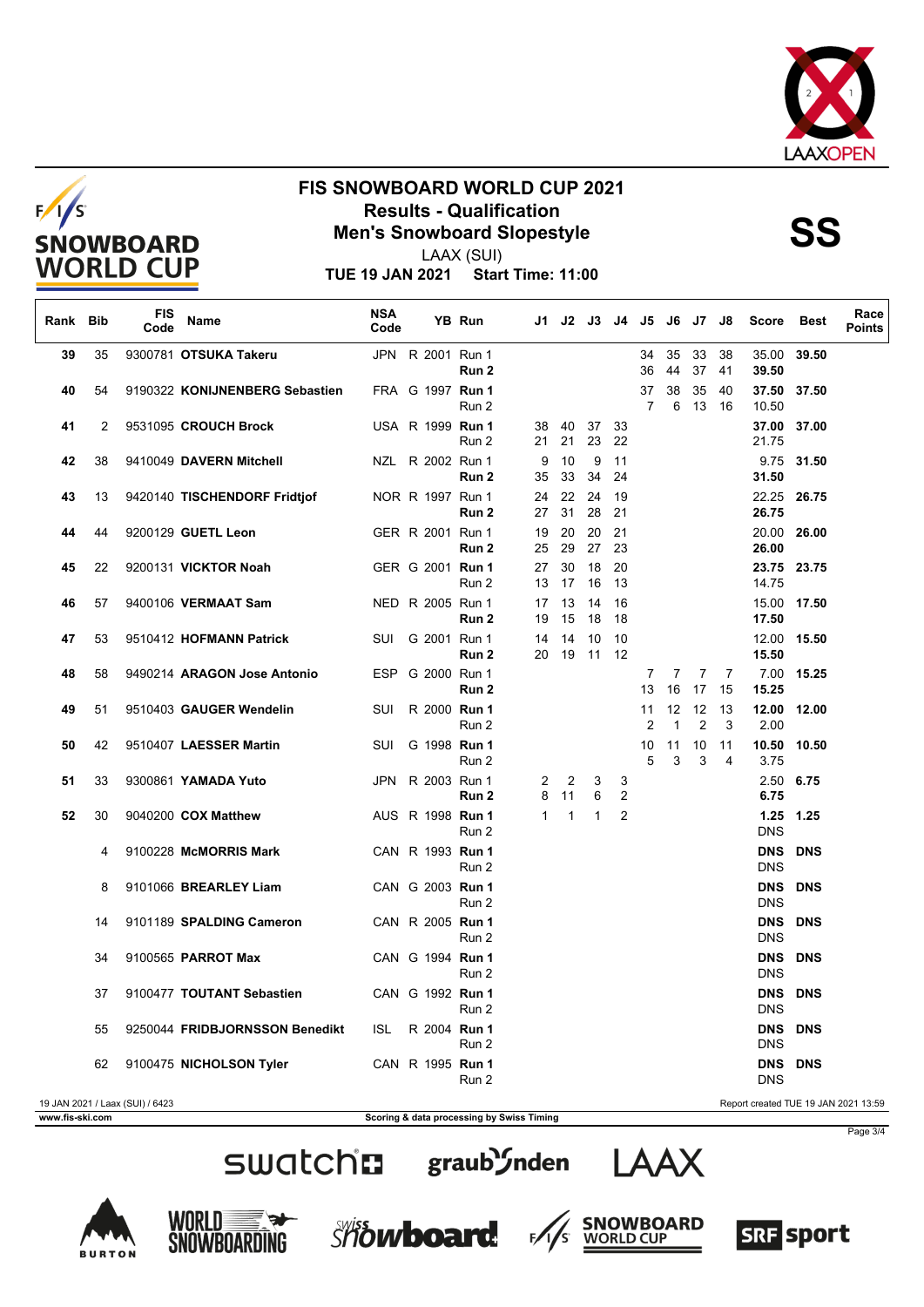# FIS SNOWBOARD WORLD CUP 2021

## Results - Qualification

## Men's Snowboard Slopestyle

**SS**

LAAX (SUI)

**TUE 19 JAN 2021 Start Time: 11:00**

| Rank | Bib | FIS Code | Name | NSA Code | | YB | Run | J1 | J2 | J3 | J4 | J5 | J6 | J7 | J8 | Score | Best | Race Points |
|---|---|---|---|---|---|---|---|---|---|---|---|---|---|---|---|---|---|---|
| 39 | 35 | 9300781 | **OTSUKA Takeru** | JPN | R | 2001 | Run 1 | | | | | 34 | 35 | 33 | 38 | 35.00 | **39.50** | |
| | | | | | | | **Run 2** | | | | | 36 | 44 | 37 | 41 | **39.50** | | |
| 40 | 54 | 9190322 | **KONIJNENBERG Sebastien** | FRA | G | 1997 | **Run 1** | | | | | 37 | 38 | 35 | 40 | **37.50** | **37.50** | |
| | | | | | | | Run 2 | | | | | 7 | 6 | 13 | 16 | 10.50 | | |
| 41 | 2 | 9531095 | **CROUCH Brock** | USA | R | 1999 | **Run 1** | 38 | 40 | 37 | 33 | | | | | **37.00** | **37.00** | |
| | | | | | | | Run 2 | 21 | 21 | 23 | 22 | | | | | 21.75 | | |
| 42 | 38 | 9410049 | **DAVERN Mitchell** | NZL | R | 2002 | Run 1 | 9 | 10 | 9 | 11 | | | | | 9.75 | **31.50** | |
| | | | | | | | **Run 2** | 35 | 33 | 34 | 24 | | | | | **31.50** | | |
| 43 | 13 | 9420140 | **TISCHENDORF Fridtjof** | NOR | R | 1997 | Run 1 | 24 | 22 | 24 | 19 | | | | | 22.25 | **26.75** | |
| | | | | | | | **Run 2** | 27 | 31 | 28 | 21 | | | | | **26.75** | | |
| 44 | 44 | 9200129 | **GUETL Leon** | GER | R | 2001 | Run 1 | 19 | 20 | 20 | 21 | | | | | 20.00 | **26.00** | |
| | | | | | | | **Run 2** | 25 | 29 | 27 | 23 | | | | | **26.00** | | |
| 45 | 22 | 9200131 | **VICKTOR Noah** | GER | G | 2001 | **Run 1** | 27 | 30 | 18 | 20 | | | | | **23.75** | **23.75** | |
| | | | | | | | Run 2 | 13 | 17 | 16 | 13 | | | | | 14.75 | | |
| 46 | 57 | 9400106 | **VERMAAT Sam** | NED | R | 2005 | Run 1 | 17 | 13 | 14 | 16 | | | | | 15.00 | **17.50** | |
| | | | | | | | **Run 2** | 19 | 15 | 18 | 18 | | | | | **17.50** | | |
| 47 | 53 | 9510412 | **HOFMANN Patrick** | SUI | G | 2001 | Run 1 | 14 | 14 | 10 | 10 | | | | | 12.00 | **15.50** | |
| | | | | | | | **Run 2** | 20 | 19 | 11 | 12 | | | | | **15.50** | | |
| 48 | 58 | 9490214 | **ARAGON Jose Antonio** | ESP | G | 2000 | Run 1 | | | | | 7 | 7 | 7 | 7 | 7.00 | **15.25** | |
| | | | | | | | **Run 2** | | | | | 13 | 16 | 17 | 15 | **15.25** | | |
| 49 | 51 | 9510403 | **GAUGER Wendelin** | SUI | R | 2000 | **Run 1** | | | | | 11 | 12 | 12 | 13 | **12.00** | **12.00** | |
| | | | | | | | Run 2 | | | | | 2 | 1 | 2 | 3 | 2.00 | | |
| 50 | 42 | 9510407 | **LAESSER Martin** | SUI | G | 1998 | **Run 1** | | | | | 10 | 11 | 10 | 11 | **10.50** | **10.50** | |
| | | | | | | | Run 2 | | | | | 5 | 3 | 3 | 4 | 3.75 | | |
| 51 | 33 | 9300861 | **YAMADA Yuto** | JPN | R | 2003 | Run 1 | 2 | 2 | 3 | 3 | | | | | 2.50 | **6.75** | |
| | | | | | | | **Run 2** | 8 | 11 | 6 | 2 | | | | | **6.75** | | |
| 52 | 30 | 9040200 | **COX Matthew** | AUS | R | 1998 | **Run 1** | 1 | 1 | 1 | 2 | | | | | **1.25** | **1.25** | |
| | | | | | | | Run 2 | | | | | | | | | DNS | | |
| | 4 | 9100228 | **McMORRIS Mark** | CAN | R | 1993 | **Run 1** | | | | | | | | | **DNS** | **DNS** | |
| | | | | | | | Run 2 | | | | | | | | | DNS | | |
| | 8 | 9101066 | **BREARLEY Liam** | CAN | G | 2003 | **Run 1** | | | | | | | | | **DNS** | **DNS** | |
| | | | | | | | Run 2 | | | | | | | | | DNS | | |
| | 14 | 9101189 | **SPALDING Cameron** | CAN | R | 2005 | **Run 1** | | | | | | | | | **DNS** | **DNS** | |
| | | | | | | | Run 2 | | | | | | | | | DNS | | |
| | 34 | 9100565 | **PARROT Max** | CAN | G | 1994 | **Run 1** | | | | | | | | | **DNS** | **DNS** | |
| | | | | | | | Run 2 | | | | | | | | | DNS | | |
| | 37 | 9100477 | **TOUTANT Sebastien** | CAN | G | 1992 | **Run 1** | | | | | | | | | **DNS** | **DNS** | |
| | | | | | | | Run 2 | | | | | | | | | DNS | | |
| | 55 | 9250044 | **FRIDBJORNSSON Benedikt** | ISL | R | 2004 | **Run 1** | | | | | | | | | **DNS** | **DNS** | |
| | | | | | | | Run 2 | | | | | | | | | DNS | | |
| | 62 | 9100475 | **NICHOLSON Tyler** | CAN | R | 1995 | **Run 1** | | | | | | | | | **DNS** | **DNS** | |
| | | | | | | | Run 2 | | | | | | | | | DNS | | |

19 JAN 2021 / Laax (SUI) / 6423 — Report created TUE 19 JAN 2021 13:59

www.fis-ski.com — Scoring & data processing by Swiss Timing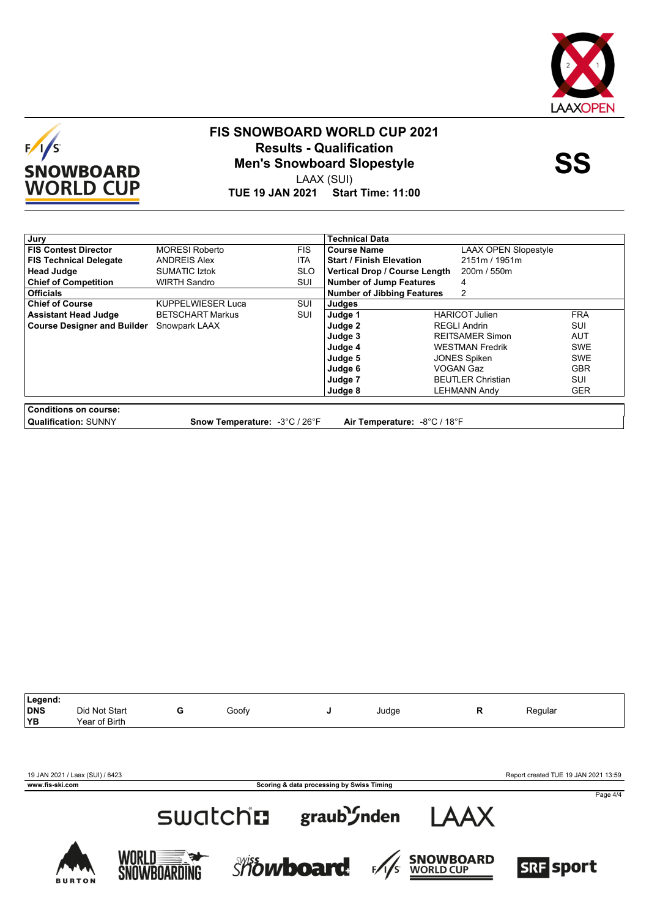# FIS SNOWBOARD WORLD CUP 2021

## Results - Qualification

## Men's Snowboard Slopestyle

LAAX (SUI)

**TUE 19 JAN 2021 Start Time: 11:00**

**SS**

| Jury | | |
|---|---|---|
| **FIS Contest Director** | MORESI Roberto | FIS |
| **FIS Technical Delegate** | ANDREIS Alex | ITA |
| **Head Judge** | SUMATIC Iztok | SLO |
| **Chief of Competition** | WIRTH Sandro | SUI |
| **Officials** | | |
| **Chief of Course** | KUPPELWIESER Luca | SUI |
| **Assistant Head Judge** | BETSCHART Markus | SUI |
| **Course Designer and Builder** | Snowpark LAAX | |

| Technical Data | |
|---|---|
| **Course Name** | LAAX OPEN Slopestyle |
| **Start / Finish Elevation** | 2151m / 1951m |
| **Vertical Drop / Course Length** | 200m / 550m |
| **Number of Jump Features** | 4 |
| **Number of Jibbing Features** | 2 |

| Judges | | |
|---|---|---|
| **Judge 1** | HARICOT Julien | FRA |
| **Judge 2** | REGLI Andrin | SUI |
| **Judge 3** | REITSAMER Simon | AUT |
| **Judge 4** | WESTMAN Fredrik | SWE |
| **Judge 5** | JONES Spiken | SWE |
| **Judge 6** | VOGAN Gaz | GBR |
| **Judge 7** | BEUTLER Christian | SUI |
| **Judge 8** | LEHMANN Andy | GER |

**Conditions on course:**

**Qualification:** SUNNY **Snow Temperature:** -3°C / 26°F **Air Temperature:** -8°C / 18°F

| Legend: | | | | | | | |
|---|---|---|---|---|---|---|---|
| **DNS** | Did Not Start | **G** | Goofy | **J** | Judge | **R** | Regular |
| **YB** | Year of Birth | | | | | | |

19 JAN 2021 / Laax (SUI) / 6423

Report created TUE 19 JAN 2021 13:59

www.fis-ski.com

Scoring & data processing by Swiss Timing